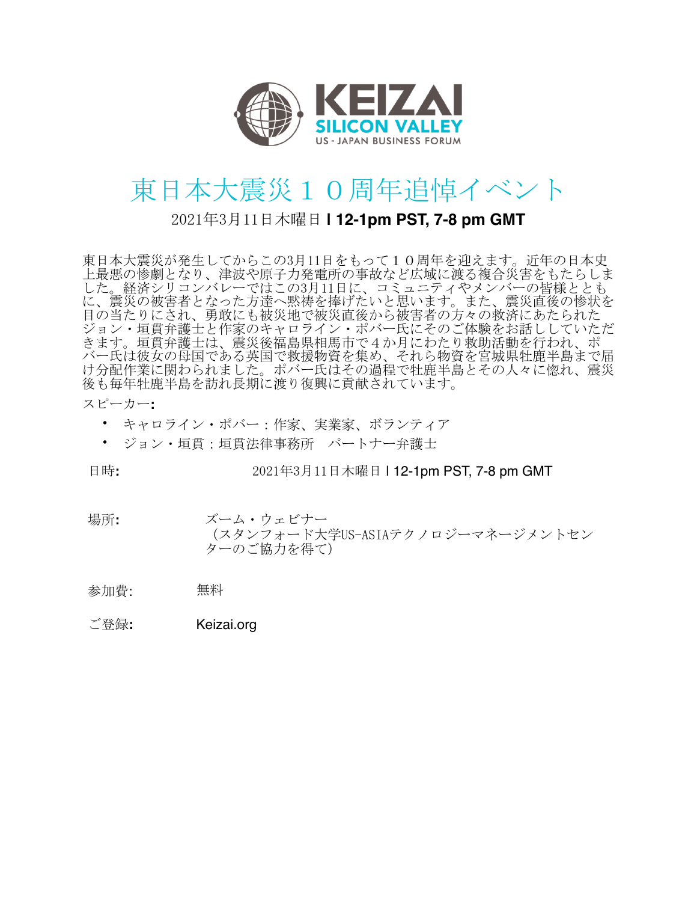KEIZAI
SILICON VALLEY
US - JAPAN BUSINESS FORUM

# 東日本大震災１０周年追悼イベント

## 2021年3月11日木曜日 I 12-1pm PST, 7-8 pm GMT

東日本大震災が発生してからこの3月11日をもって１０周年を迎えます。近年の日本史上最悪の惨劇となり、津波や原子力発電所の事故など広域に渡る複合災害をもたらしました。経済シリコンバレーではこの3月11日に、コミュニティやメンバーの皆様とともに、震災の被害者となった方達へ黙祷を捧げたいと思います。また、震災直後の惨状を目の当たりにされ、勇敢にも被災地で被災直後から被害者の方々の救済にあたられたジョン・垣貫弁護士と作家のキャロライン・ポバー氏にそのご体験をお話ししていただきます。垣貫弁護士は、震災後福島県相馬市で４か月にわたり救助活動を行われ、ポバー氏は彼女の母国である英国で救援物資を集め、それら物資を宮城県牡鹿半島まで届け分配作業に関わられました。ポバー氏はその過程で牡鹿半島とその人々に惚れ、震災後も毎年牡鹿半島を訪れ長期に渡り復興に貢献されています。

スピーカー**:**

- キャロライン・ポバー：作家、実業家、ボランティア
- ジョン・垣貫：垣貫法律事務所　パートナー弁護士

日時**:** 2021年3月11日木曜日 I 12-1pm PST, 7-8 pm GMT

場所**:** ズーム・ウェビナー
（スタンフォード大学US-ASIAテクノロジーマネージメントセンターのご協力を得て）

参加費: 無料

ご登録**:** Keizai.org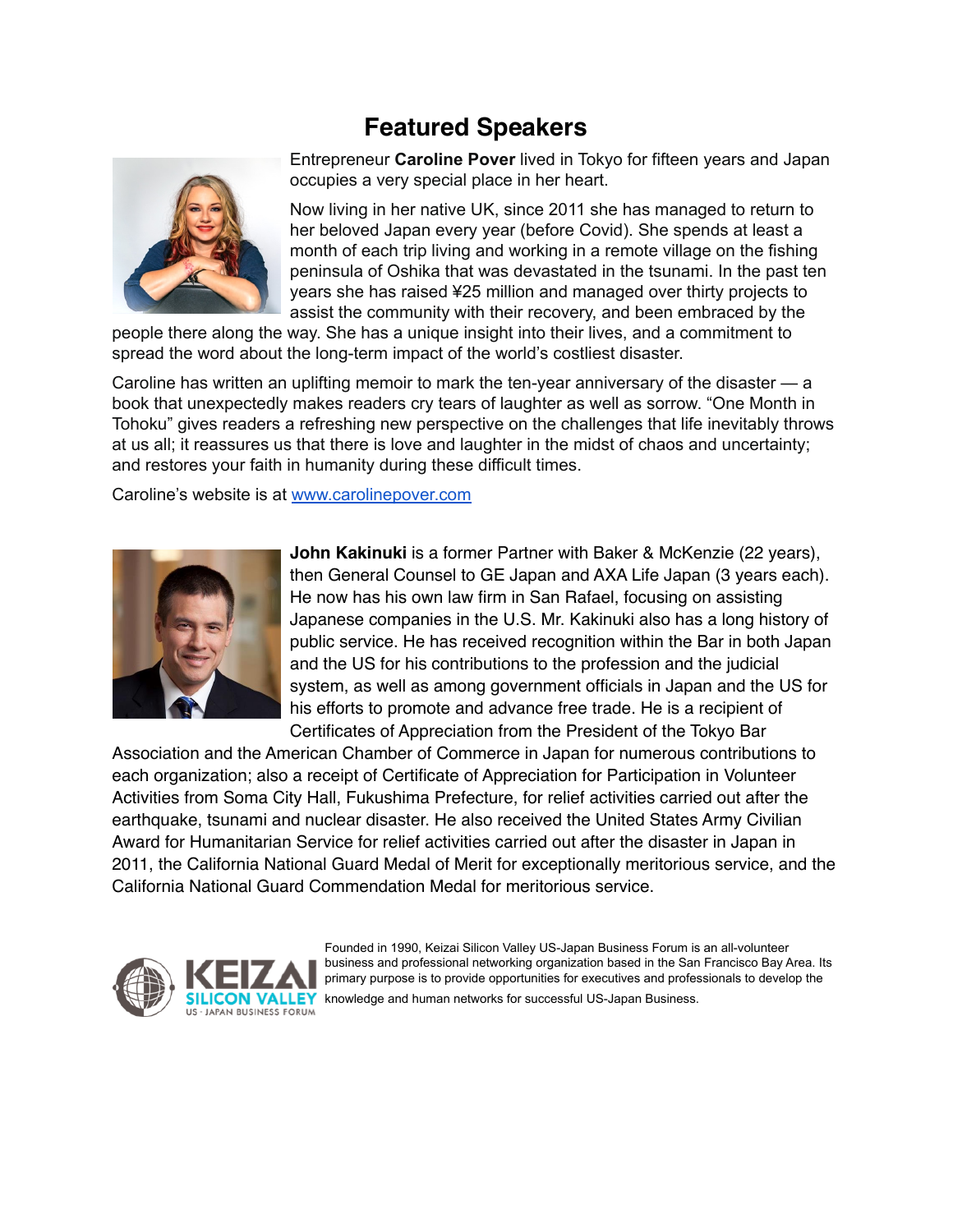# Featured Speakers

Entrepreneur **Caroline Pover** lived in Tokyo for fifteen years and Japan occupies a very special place in her heart.

Now living in her native UK, since 2011 she has managed to return to her beloved Japan every year (before Covid). She spends at least a month of each trip living and working in a remote village on the fishing peninsula of Oshika that was devastated in the tsunami. In the past ten years she has raised ¥25 million and managed over thirty projects to assist the community with their recovery, and been embraced by the people there along the way. She has a unique insight into their lives, and a commitment to spread the word about the long-term impact of the world's costliest disaster.

Caroline has written an uplifting memoir to mark the ten-year anniversary of the disaster — a book that unexpectedly makes readers cry tears of laughter as well as sorrow. "One Month in Tohoku" gives readers a refreshing new perspective on the challenges that life inevitably throws at us all; it reassures us that there is love and laughter in the midst of chaos and uncertainty; and restores your faith in humanity during these difficult times.

Caroline's website is at [www.carolinepover.com](http://www.carolinepover.com)

**John Kakinuki** is a former Partner with Baker & McKenzie (22 years), then General Counsel to GE Japan and AXA Life Japan (3 years each). He now has his own law firm in San Rafael, focusing on assisting Japanese companies in the U.S. Mr. Kakinuki also has a long history of public service. He has received recognition within the Bar in both Japan and the US for his contributions to the profession and the judicial system, as well as among government officials in Japan and the US for his efforts to promote and advance free trade. He is a recipient of Certificates of Appreciation from the President of the Tokyo Bar Association and the American Chamber of Commerce in Japan for numerous contributions to each organization; also a receipt of Certificate of Appreciation for Participation in Volunteer Activities from Soma City Hall, Fukushima Prefecture, for relief activities carried out after the earthquake, tsunami and nuclear disaster. He also received the United States Army Civilian Award for Humanitarian Service for relief activities carried out after the disaster in Japan in 2011, the California National Guard Medal of Merit for exceptionally meritorious service, and the California National Guard Commendation Medal for meritorious service.

KEIZAI SILICON VALLEY US · JAPAN BUSINESS FORUM

Founded in 1990, Keizai Silicon Valley US-Japan Business Forum is an all-volunteer business and professional networking organization based in the San Francisco Bay Area. Its primary purpose is to provide opportunities for executives and professionals to develop the knowledge and human networks for successful US-Japan Business.